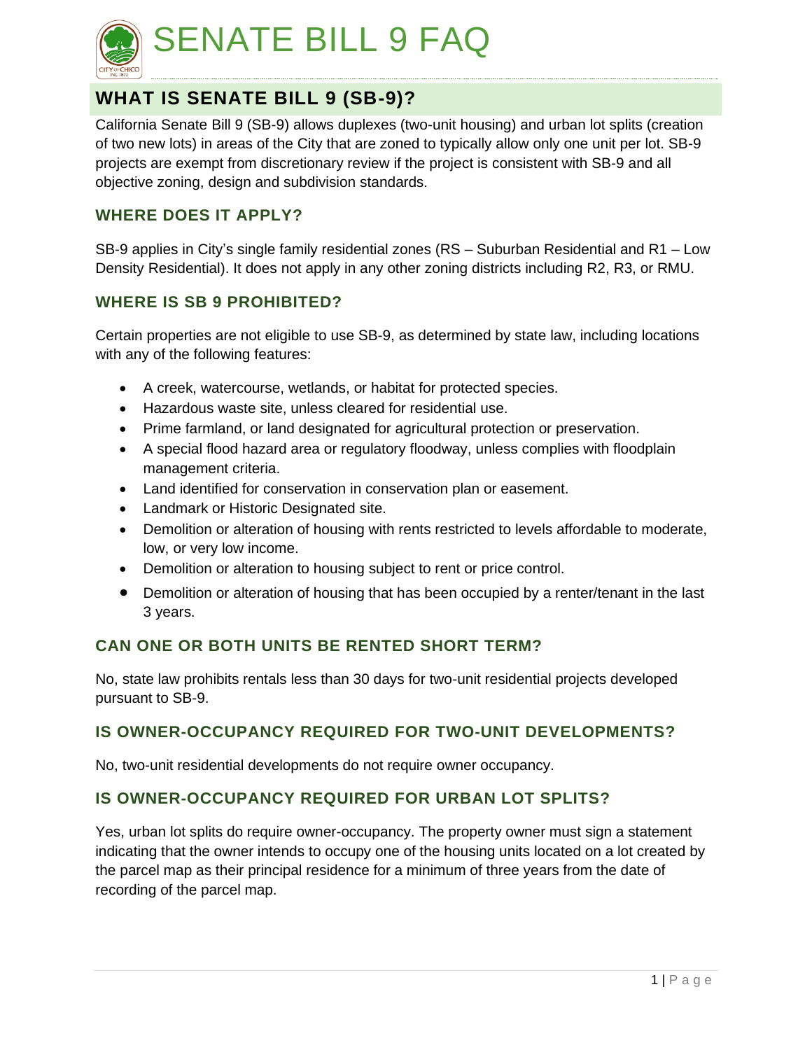# SENATE BILL 9 FAQ

## WHAT IS SENATE BILL 9 (SB-9)?

California Senate Bill 9 (SB-9) allows duplexes (two-unit housing) and urban lot splits (creation of two new lots) in areas of the City that are zoned to typically allow only one unit per lot. SB-9 projects are exempt from discretionary review if the project is consistent with SB-9 and all objective zoning, design and subdivision standards.

### WHERE DOES IT APPLY?

SB-9 applies in City's single family residential zones (RS – Suburban Residential and R1 – Low Density Residential). It does not apply in any other zoning districts including R2, R3, or RMU.

### WHERE IS SB 9 PROHIBITED?

Certain properties are not eligible to use SB-9, as determined by state law, including locations with any of the following features:

- A creek, watercourse, wetlands, or habitat for protected species.
- Hazardous waste site, unless cleared for residential use.
- Prime farmland, or land designated for agricultural protection or preservation.
- A special flood hazard area or regulatory floodway, unless complies with floodplain management criteria.
- Land identified for conservation in conservation plan or easement.
- Landmark or Historic Designated site.
- Demolition or alteration of housing with rents restricted to levels affordable to moderate, low, or very low income.
- Demolition or alteration to housing subject to rent or price control.
- Demolition or alteration of housing that has been occupied by a renter/tenant in the last 3 years.

### CAN ONE OR BOTH UNITS BE RENTED SHORT TERM?

No, state law prohibits rentals less than 30 days for two-unit residential projects developed pursuant to SB-9.

### IS OWNER-OCCUPANCY REQUIRED FOR TWO-UNIT DEVELOPMENTS?

No, two-unit residential developments do not require owner occupancy.

### IS OWNER-OCCUPANCY REQUIRED FOR URBAN LOT SPLITS?

Yes, urban lot splits do require owner-occupancy. The property owner must sign a statement indicating that the owner intends to occupy one of the housing units located on a lot created by the parcel map as their principal residence for a minimum of three years from the date of recording of the parcel map.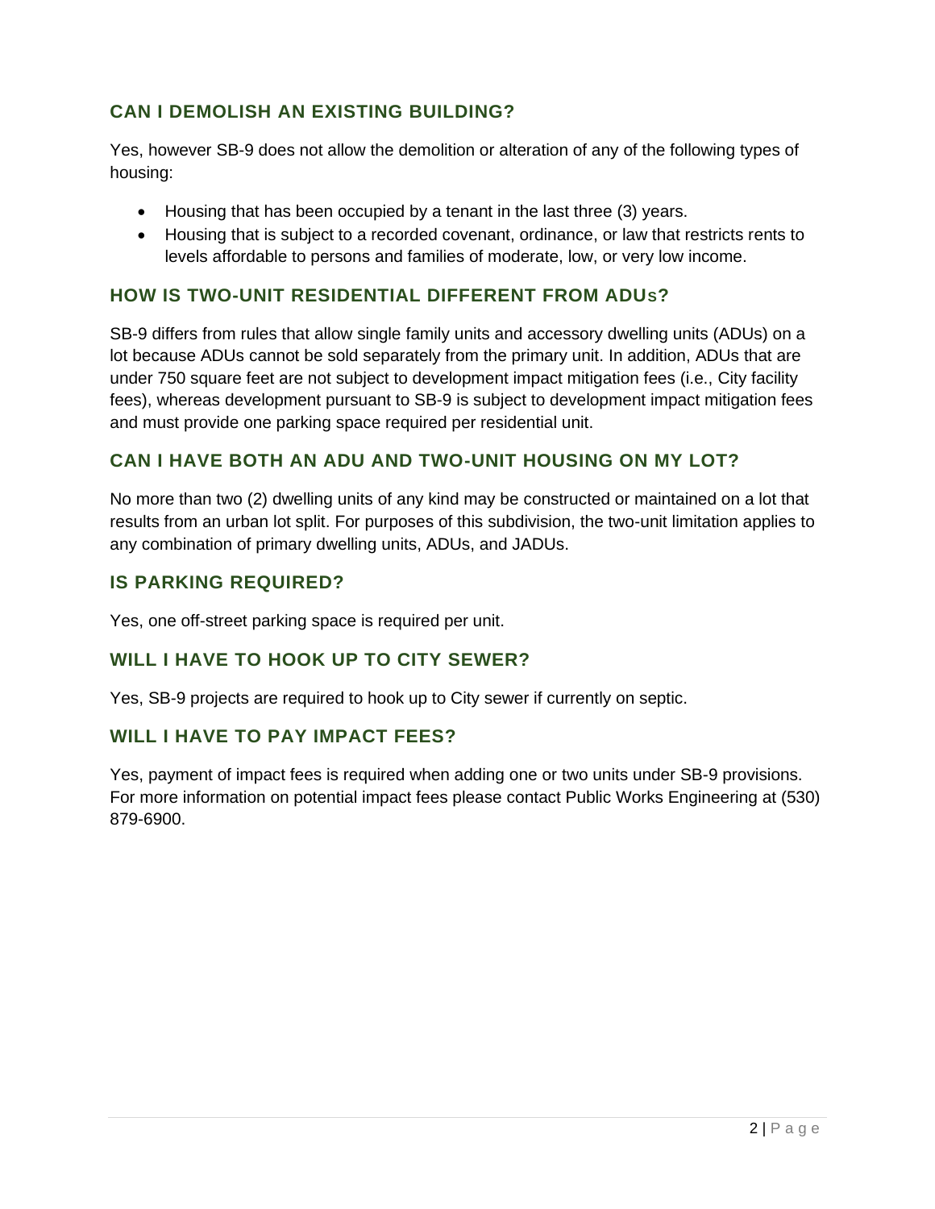## CAN I DEMOLISH AN EXISTING BUILDING?

Yes, however SB-9 does not allow the demolition or alteration of any of the following types of housing:

- Housing that has been occupied by a tenant in the last three (3) years.
- Housing that is subject to a recorded covenant, ordinance, or law that restricts rents to levels affordable to persons and families of moderate, low, or very low income.

## HOW IS TWO-UNIT RESIDENTIAL DIFFERENT FROM ADUs?

SB-9 differs from rules that allow single family units and accessory dwelling units (ADUs) on a lot because ADUs cannot be sold separately from the primary unit. In addition, ADUs that are under 750 square feet are not subject to development impact mitigation fees (i.e., City facility fees), whereas development pursuant to SB-9 is subject to development impact mitigation fees and must provide one parking space required per residential unit.

## CAN I HAVE BOTH AN ADU AND TWO-UNIT HOUSING ON MY LOT?

No more than two (2) dwelling units of any kind may be constructed or maintained on a lot that results from an urban lot split. For purposes of this subdivision, the two-unit limitation applies to any combination of primary dwelling units, ADUs, and JADUs.

## IS PARKING REQUIRED?

Yes, one off-street parking space is required per unit.

## WILL I HAVE TO HOOK UP TO CITY SEWER?

Yes, SB-9 projects are required to hook up to City sewer if currently on septic.

## WILL I HAVE TO PAY IMPACT FEES?

Yes, payment of impact fees is required when adding one or two units under SB-9 provisions. For more information on potential impact fees please contact Public Works Engineering at (530) 879-6900.